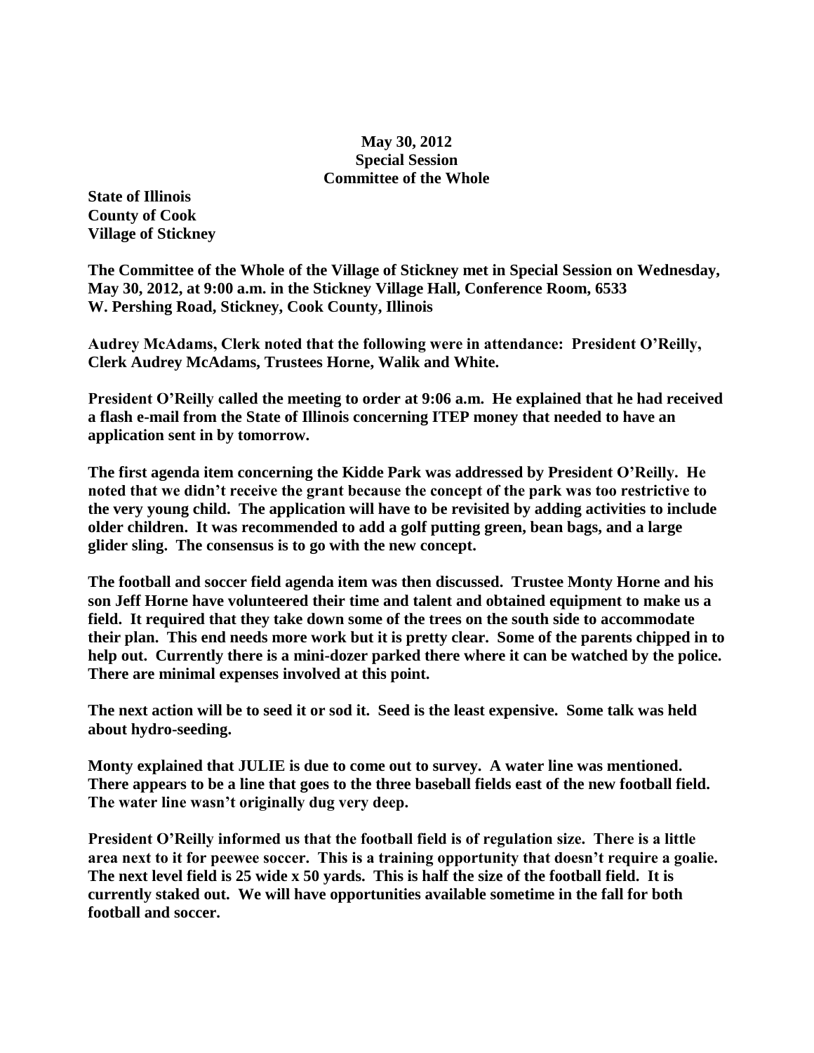**May 30, 2012**
**Special Session**
**Committee of the Whole**

**State of Illinois**
**County of Cook**
**Village of Stickney**

**The Committee of the Whole of the Village of Stickney met in Special Session on Wednesday, May 30, 2012, at 9:00 a.m. in the Stickney Village Hall, Conference Room, 6533 W. Pershing Road, Stickney, Cook County, Illinois**

**Audrey McAdams, Clerk noted that the following were in attendance: President O'Reilly, Clerk Audrey McAdams, Trustees Horne, Walik and White.**

**President O'Reilly called the meeting to order at 9:06 a.m. He explained that he had received a flash e-mail from the State of Illinois concerning ITEP money that needed to have an application sent in by tomorrow.**

**The first agenda item concerning the Kidde Park was addressed by President O'Reilly. He noted that we didn't receive the grant because the concept of the park was too restrictive to the very young child. The application will have to be revisited by adding activities to include older children. It was recommended to add a golf putting green, bean bags, and a large glider sling. The consensus is to go with the new concept.**

**The football and soccer field agenda item was then discussed. Trustee Monty Horne and his son Jeff Horne have volunteered their time and talent and obtained equipment to make us a field. It required that they take down some of the trees on the south side to accommodate their plan. This end needs more work but it is pretty clear. Some of the parents chipped in to help out. Currently there is a mini-dozer parked there where it can be watched by the police. There are minimal expenses involved at this point.**

**The next action will be to seed it or sod it. Seed is the least expensive. Some talk was held about hydro-seeding.**

**Monty explained that JULIE is due to come out to survey. A water line was mentioned. There appears to be a line that goes to the three baseball fields east of the new football field. The water line wasn't originally dug very deep.**

**President O'Reilly informed us that the football field is of regulation size. There is a little area next to it for peewee soccer. This is a training opportunity that doesn't require a goalie. The next level field is 25 wide x 50 yards. This is half the size of the football field. It is currently staked out. We will have opportunities available sometime in the fall for both football and soccer.**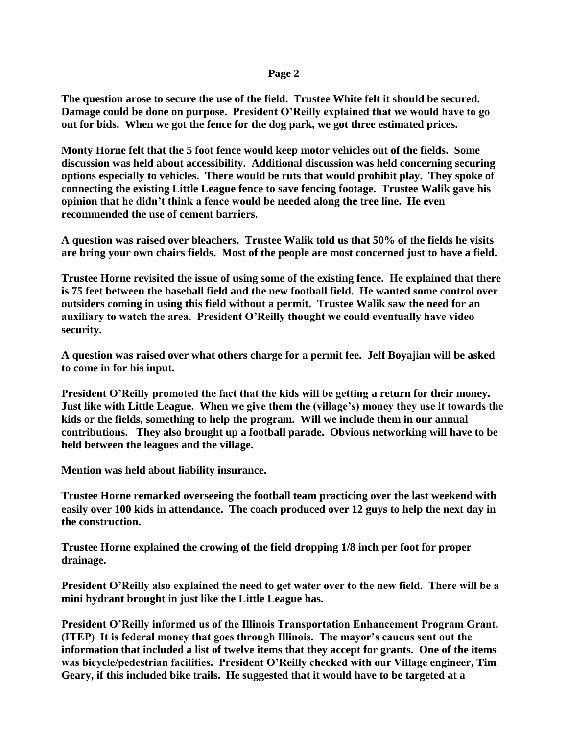**The question arose to secure the use of the field. Trustee White felt it should be secured. Damage could be done on purpose. President O'Reilly explained that we would have to go out for bids. When we got the fence for the dog park, we got three estimated prices.**

**Monty Horne felt that the 5 foot fence would keep motor vehicles out of the fields. Some discussion was held about accessibility. Additional discussion was held concerning securing options especially to vehicles. There would be ruts that would prohibit play. They spoke of connecting the existing Little League fence to save fencing footage. Trustee Walik gave his opinion that he didn't think a fence would be needed along the tree line. He even recommended the use of cement barriers.**

**A question was raised over bleachers. Trustee Walik told us that 50% of the fields he visits are bring your own chairs fields. Most of the people are most concerned just to have a field.**

**Trustee Horne revisited the issue of using some of the existing fence. He explained that there is 75 feet between the baseball field and the new football field. He wanted some control over outsiders coming in using this field without a permit. Trustee Walik saw the need for an auxiliary to watch the area. President O'Reilly thought we could eventually have video security.**

**A question was raised over what others charge for a permit fee. Jeff Boyajian will be asked to come in for his input.**

**President O'Reilly promoted the fact that the kids will be getting a return for their money. Just like with Little League. When we give them the (village's) money they use it towards the kids or the fields, something to help the program. Will we include them in our annual contributions. They also brought up a football parade. Obvious networking will have to be held between the leagues and the village.**

**Mention was held about liability insurance.**

**Trustee Horne remarked overseeing the football team practicing over the last weekend with easily over 100 kids in attendance. The coach produced over 12 guys to help the next day in the construction.**

**Trustee Horne explained the crowing of the field dropping 1/8 inch per foot for proper drainage.**

**President O'Reilly also explained the need to get water over to the new field. There will be a mini hydrant brought in just like the Little League has.**

**President O'Reilly informed us of the Illinois Transportation Enhancement Program Grant. (ITEP) It is federal money that goes through Illinois. The mayor's caucus sent out the information that included a list of twelve items that they accept for grants. One of the items was bicycle/pedestrian facilities. President O'Reilly checked with our Village engineer, Tim Geary, if this included bike trails. He suggested that it would have to be targeted at a**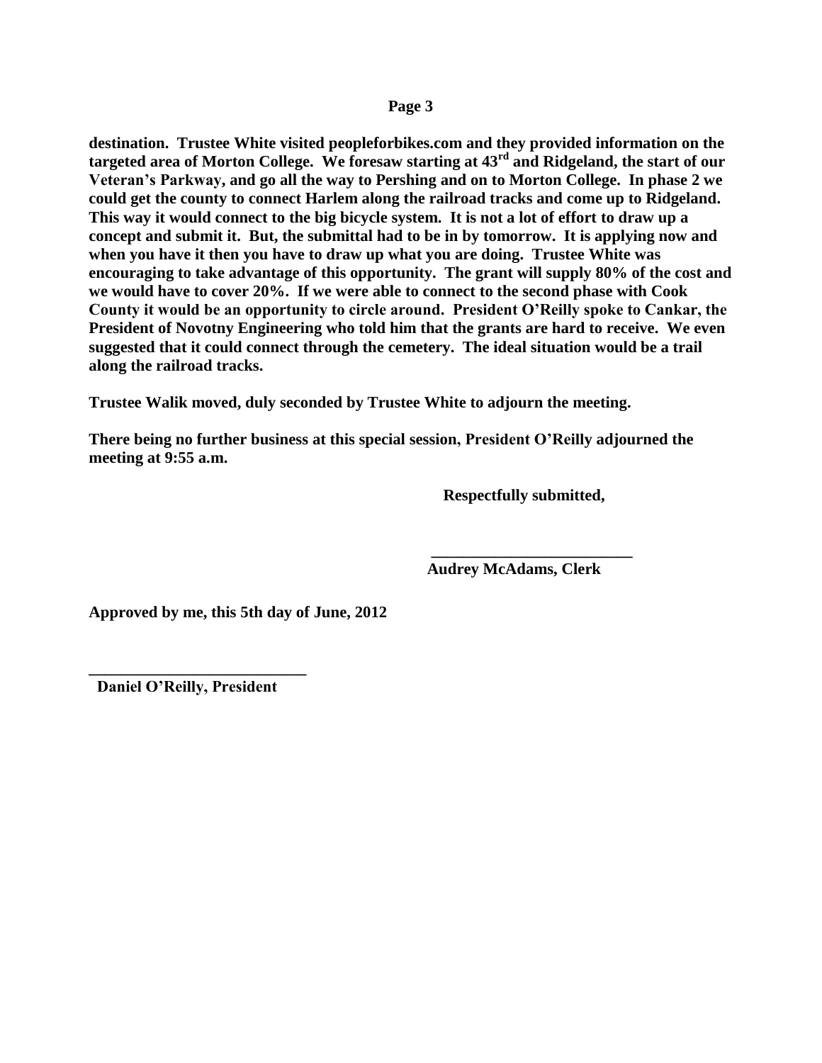**destination. Trustee White visited peopleforbikes.com and they provided information on the targeted area of Morton College. We foresaw starting at 43rd and Ridgeland, the start of our Veteran's Parkway, and go all the way to Pershing and on to Morton College. In phase 2 we could get the county to connect Harlem along the railroad tracks and come up to Ridgeland. This way it would connect to the big bicycle system. It is not a lot of effort to draw up a concept and submit it. But, the submittal had to be in by tomorrow. It is applying now and when you have it then you have to draw up what you are doing. Trustee White was encouraging to take advantage of this opportunity. The grant will supply 80% of the cost and we would have to cover 20%. If we were able to connect to the second phase with Cook County it would be an opportunity to circle around. President O'Reilly spoke to Cankar, the President of Novotny Engineering who told him that the grants are hard to receive. We even suggested that it could connect through the cemetery. The ideal situation would be a trail along the railroad tracks.**

**Trustee Walik moved, duly seconded by Trustee White to adjourn the meeting.**

**There being no further business at this special session, President O'Reilly adjourned the meeting at 9:55 a.m.**

**Respectfully submitted,**

**_________________________**
**Audrey McAdams, Clerk**

**Approved by me, this 5th day of June, 2012**

**___________________________**
**Daniel O'Reilly, President**